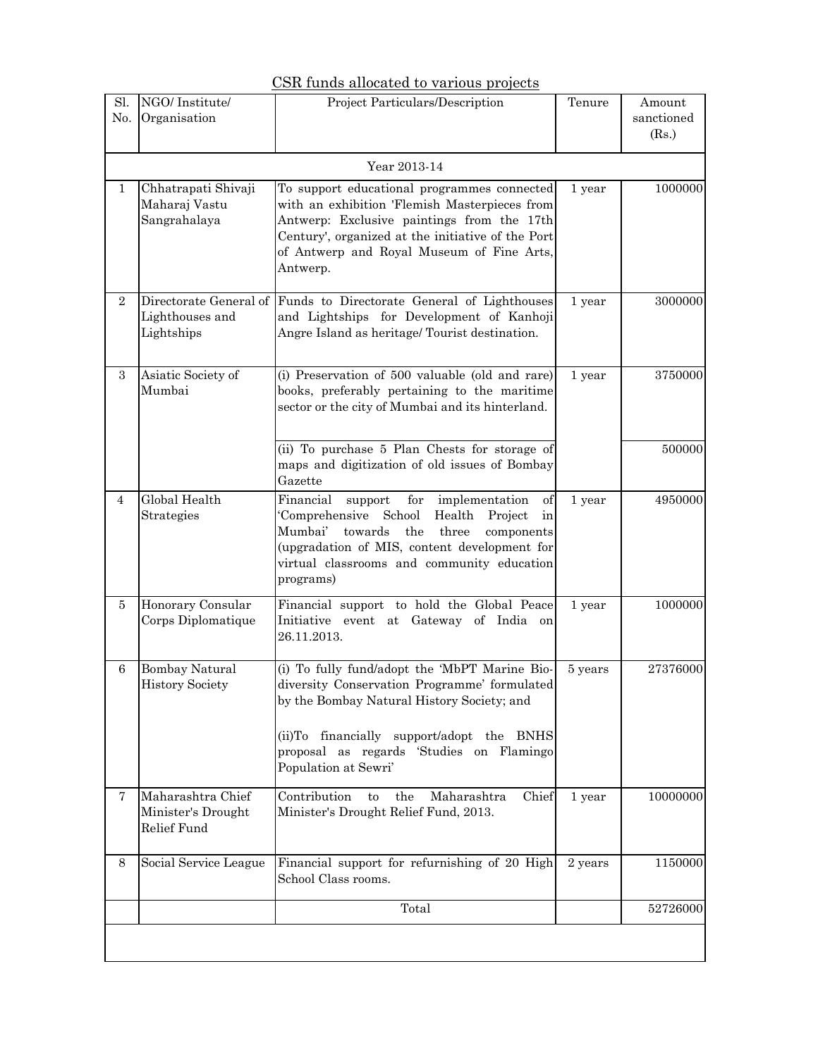CSR funds allocated to various projects

| Sl. No. | NGO/ Institute/ Organisation | Project Particulars/Description | Tenure | Amount sanctioned (Rs.) |
|---|---|---|---|---|
| | | Year 2013-14 | | |
| 1 | Chhatrapati Shivaji Maharaj Vastu Sangrahalaya | To support educational programmes connected with an exhibition 'Flemish Masterpieces from Antwerp: Exclusive paintings from the 17th Century', organized at the initiative of the Port of Antwerp and Royal Museum of Fine Arts, Antwerp. | 1 year | 1000000 |
| 2 | Directorate General of Lighthouses and Lightships | Funds to Directorate General of Lighthouses and Lightships for Development of Kanhoji Angre Island as heritage/ Tourist destination. | 1 year | 3000000 |
| 3 | Asiatic Society of Mumbai | (i) Preservation of 500 valuable (old and rare) books, preferably pertaining to the maritime sector or the city of Mumbai and its hinterland. | 1 year | 3750000 |
| | | (ii) To purchase 5 Plan Chests for storage of maps and digitization of old issues of Bombay Gazette | | 500000 |
| 4 | Global Health Strategies | Financial support for implementation of 'Comprehensive School Health Project in Mumbai' towards the three components (upgradation of MIS, content development for virtual classrooms and community education programs) | 1 year | 4950000 |
| 5 | Honorary Consular Corps Diplomatique | Financial support to hold the Global Peace Initiative event at Gateway of India on 26.11.2013. | 1 year | 1000000 |
| 6 | Bombay Natural History Society | (i) To fully fund/adopt the 'MbPT Marine Bio-diversity Conservation Programme' formulated by the Bombay Natural History Society; and<br>(ii)To financially support/adopt the BNHS proposal as regards 'Studies on Flamingo Population at Sewri' | 5 years | 27376000 |
| 7 | Maharashtra Chief Minister's Drought Relief Fund | Contribution to the Maharashtra Chief Minister's Drought Relief Fund, 2013. | 1 year | 10000000 |
| 8 | Social Service League | Financial support for refurnishing of 20 High School Class rooms. | 2 years | 1150000 |
| | | Total | | 52726000 |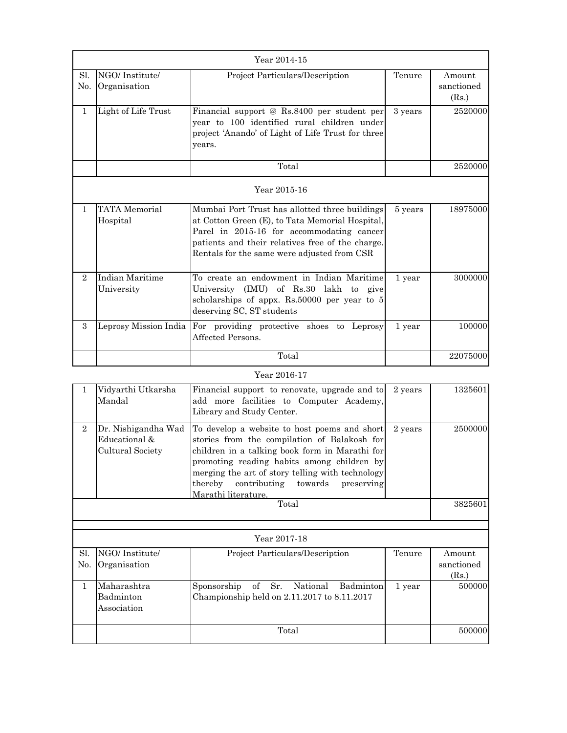| Year 2014-15 | | | | |
|---|---|---|---|---|
| Sl. No. | NGO/ Institute/ Organisation | Project Particulars/Description | Tenure | Amount sanctioned (Rs.) |
| 1 | Light of Life Trust | Financial support @ Rs.8400 per student per year to 100 identified rural children under project 'Anando' of Light of Life Trust for three years. | 3 years | 2520000 |
| | | Total | | 2520000 |
| Year 2015-16 | | | | |
| 1 | TATA Memorial Hospital | Mumbai Port Trust has allotted three buildings at Cotton Green (E), to Tata Memorial Hospital, Parel in 2015-16 for accommodating cancer patients and their relatives free of the charge. Rentals for the same were adjusted from CSR | 5 years | 18975000 |
| 2 | Indian Maritime University | To create an endowment in Indian Maritime University (IMU) of Rs.30 lakh to give scholarships of appx. Rs.50000 per year to 5 deserving SC, ST students | 1 year | 3000000 |
| 3 | Leprosy Mission India | For providing protective shoes to Leprosy Affected Persons. | 1 year | 100000 |
| | | Total | | 22075000 |

Year 2016-17

| | | | | |
|---|---|---|---|---|
| 1 | Vidyarthi Utkarsha Mandal | Financial support to renovate, upgrade and to add more facilities to Computer Academy, Library and Study Center. | 2 years | 1325601 |
| 2 | Dr. Nishigandha Wad Educational & Cultural Society | To develop a website to host poems and short stories from the compilation of Balakosh for children in a talking book form in Marathi for promoting reading habits among children by merging the art of story telling with technology thereby contributing towards preserving Marathi literature. | 2 years | 2500000 |
| | | Total | | 3825601 |

| Year 2017-18 | | | | |
|---|---|---|---|---|
| Sl. No. | NGO/ Institute/ Organisation | Project Particulars/Description | Tenure | Amount sanctioned (Rs.) |
| 1 | Maharashtra Badminton Association | Sponsorship of Sr. National Badminton Championship held on 2.11.2017 to 8.11.2017 | 1 year | 500000 |
| | | Total | | 500000 |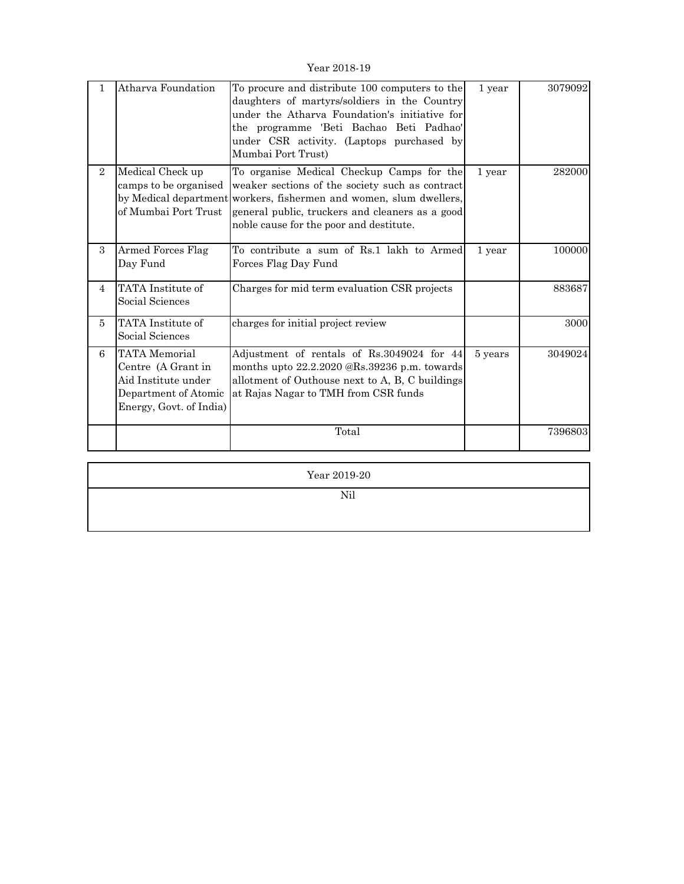Year 2018-19

| | | | | |
|---|---|---|---|---|
| 1 | Atharva Foundation | To procure and distribute 100 computers to the daughters of martyrs/soldiers in the Country under the Atharva Foundation's initiative for the programme 'Beti Bachao Beti Padhao' under CSR activity. (Laptops purchased by Mumbai Port Trust) | 1 year | 3079092 |
| 2 | Medical Check up camps to be organised by Medical department of Mumbai Port Trust | To organise Medical Checkup Camps for the weaker sections of the society such as contract workers, fishermen and women, slum dwellers, general public, truckers and cleaners as a good noble cause for the poor and destitute. | 1 year | 282000 |
| 3 | Armed Forces Flag Day Fund | To contribute a sum of Rs.1 lakh to Armed Forces Flag Day Fund | 1 year | 100000 |
| 4 | TATA Institute of Social Sciences | Charges for mid term evaluation CSR projects | | 883687 |
| 5 | TATA Institute of Social Sciences | charges for initial project review | | 3000 |
| 6 | TATA Memorial Centre (A Grant in Aid Institute under Department of Atomic Energy, Govt. of India) | Adjustment of rentals of Rs.3049024 for 44 months upto 22.2.2020 @Rs.39236 p.m. towards allotment of Outhouse next to A, B, C buildings at Rajas Nagar to TMH from CSR funds | 5 years | 3049024 |
| | | Total | | 7396803 |

| Year 2019-20 |
|---|
| Nil |